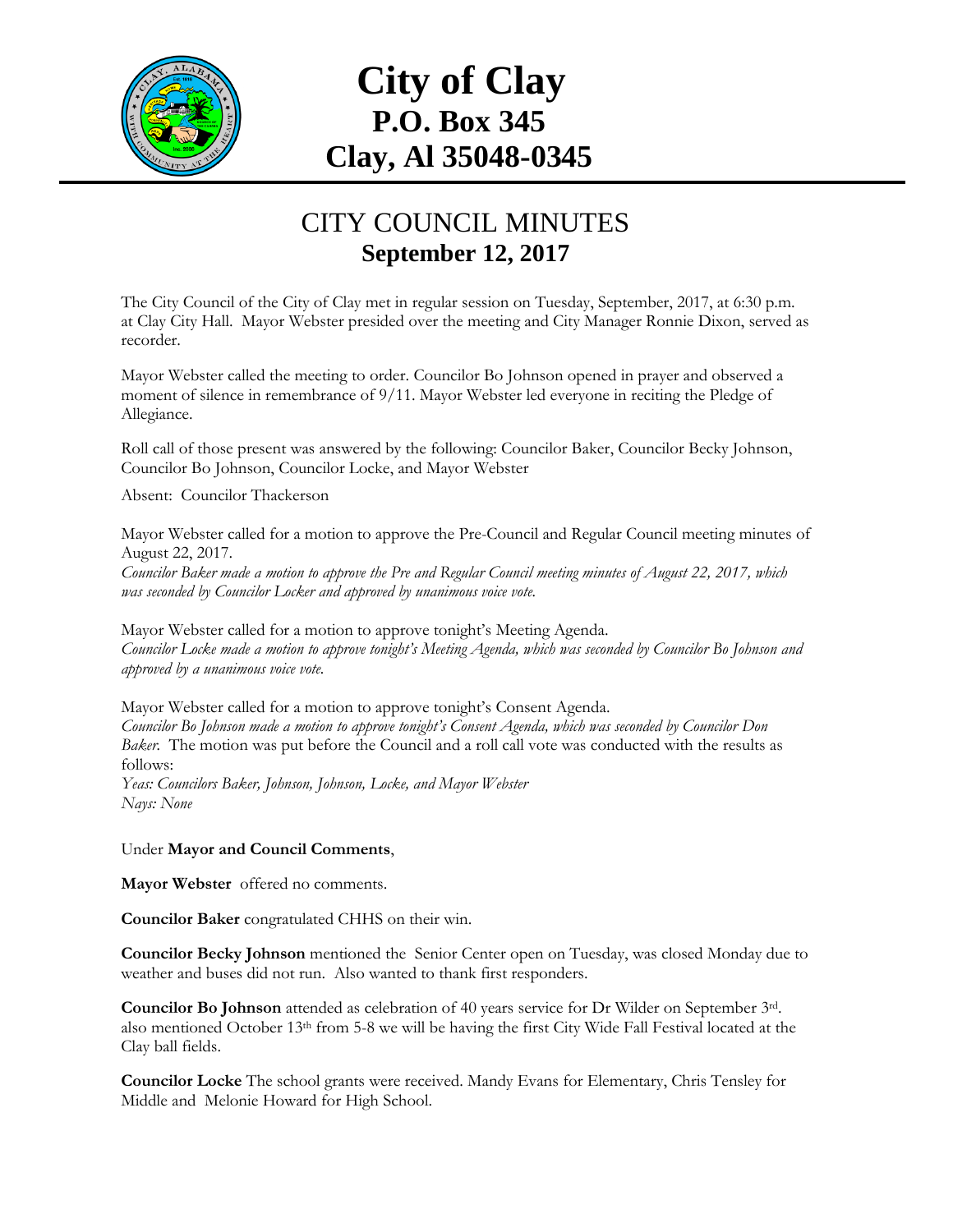# City of Clay
## P.O. Box 345
## Clay, Al 35048-0345

## CITY COUNCIL MINUTES
**September 12, 2017**

The City Council of the City of Clay met in regular session on Tuesday, September, 2017, at 6:30 p.m. at Clay City Hall. Mayor Webster presided over the meeting and City Manager Ronnie Dixon, served as recorder.

Mayor Webster called the meeting to order. Councilor Bo Johnson opened in prayer and observed a moment of silence in remembrance of 9/11. Mayor Webster led everyone in reciting the Pledge of Allegiance.

Roll call of those present was answered by the following: Councilor Baker, Councilor Becky Johnson, Councilor Bo Johnson, Councilor Locke, and Mayor Webster

Absent: Councilor Thackerson

Mayor Webster called for a motion to approve the Pre-Council and Regular Council meeting minutes of August 22, 2017.
*Councilor Baker made a motion to approve the Pre and Regular Council meeting minutes of August 22, 2017, which was seconded by Councilor Locker and approved by unanimous voice vote.*

Mayor Webster called for a motion to approve tonight's Meeting Agenda.
*Councilor Locke made a motion to approve tonight's Meeting Agenda, which was seconded by Councilor Bo Johnson and approved by a unanimous voice vote.*

Mayor Webster called for a motion to approve tonight's Consent Agenda.
*Councilor Bo Johnson made a motion to approve tonight's Consent Agenda, which was seconded by Councilor Don Baker.* The motion was put before the Council and a roll call vote was conducted with the results as follows:
*Yeas: Councilors Baker, Johnson, Johnson, Locke, and Mayor Webster*
*Nays: None*

Under **Mayor and Council Comments**,

**Mayor Webster** offered no comments.

**Councilor Baker** congratulated CHHS on their win.

**Councilor Becky Johnson** mentioned the Senior Center open on Tuesday, was closed Monday due to weather and buses did not run. Also wanted to thank first responders.

**Councilor Bo Johnson** attended as celebration of 40 years service for Dr Wilder on September 3rd. also mentioned October 13th from 5-8 we will be having the first City Wide Fall Festival located at the Clay ball fields.

**Councilor Locke** The school grants were received. Mandy Evans for Elementary, Chris Tensley for Middle and Melonie Howard for High School.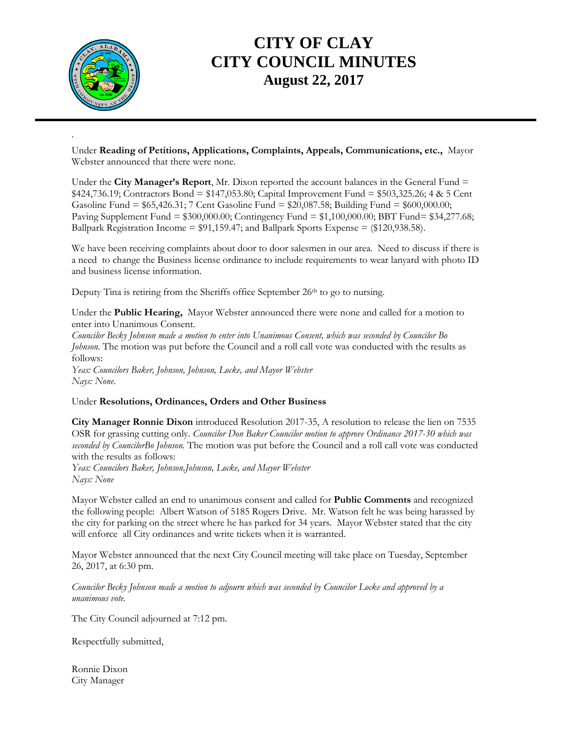# CITY OF CLAY
# CITY COUNCIL MINUTES
## August 22, 2017

.

Under **Reading of Petitions, Applications, Complaints, Appeals, Communications, etc.,** Mayor Webster announced that there were none.

Under the **City Manager's Report**, Mr. Dixon reported the account balances in the General Fund = $424,736.19; Contractors Bond = $147,053.80; Capital Improvement Fund = $503,325.26; 4 & 5 Cent Gasoline Fund = $65,426.31; 7 Cent Gasoline Fund = $20,087.58; Building Fund = $600,000.00; Paving Supplement Fund = $300,000.00; Contingency Fund = $1,100,000.00; BBT Fund= $34,277.68; Ballpark Registration Income = $91,159.47; and Ballpark Sports Expense = ($120,938.58).

We have been receiving complaints about door to door salesmen in our area. Need to discuss if there is a need to change the Business license ordinance to include requirements to wear lanyard with photo ID and business license information.

Deputy Tina is retiring from the Sheriffs office September 26th to go to nursing.

Under the **Public Hearing,** Mayor Webster announced there were none and called for a motion to enter into Unanimous Consent.

*Councilor Becky Johnson made a motion to enter into Unanimous Consent, which was seconded by Councilor Bo Johnson.* The motion was put before the Council and a roll call vote was conducted with the results as follows:

*Yeas: Councilors Baker, Johnson, Johnson, Locke, and Mayor Webster*
*Nays: None.*

Under **Resolutions, Ordinances, Orders and Other Business**

**City Manager Ronnie Dixon** introduced Resolution 2017-35, A resolution to release the lien on 7535 OSR for grassing cutting only. *Councilor Don Baker Councilor motion to approve Ordinance 2017-30 which was seconded by CouncilorBo Johnson.* The motion was put before the Council and a roll call vote was conducted with the results as follows:

*Yeas: Councilors Baker, Johnson,Johnson, Locke, and Mayor Webster*
*Nays: None*

Mayor Webster called an end to unanimous consent and called for **Public Comments** and recognized the following people: Albert Watson of 5185 Rogers Drive. Mr. Watson felt he was being harassed by the city for parking on the street where he has parked for 34 years. Mayor Webster stated that the city will enforce all City ordinances and write tickets when it is warranted.

Mayor Webster announced that the next City Council meeting will take place on Tuesday, September 26, 2017, at 6:30 pm.

*Councilor Becky Johnson made a motion to adjourn which was seconded by Councilor Locke and approved by a unanimous vote.*

The City Council adjourned at 7:12 pm.

Respectfully submitted,

Ronnie Dixon
City Manager